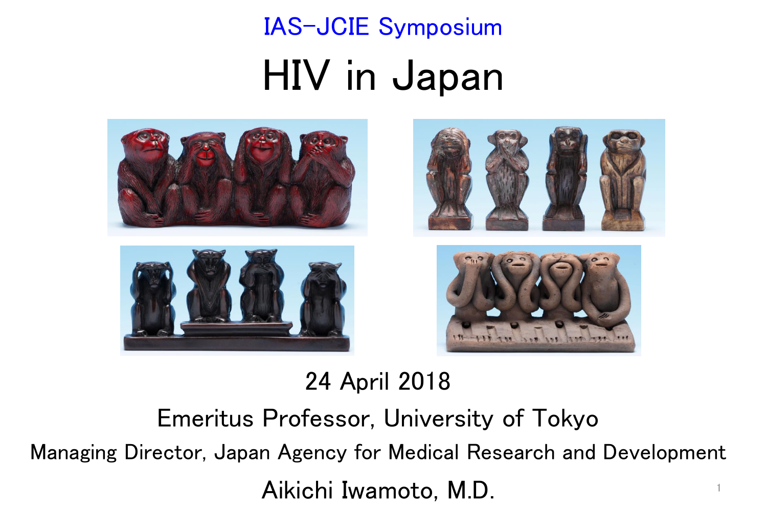IAS-JCIE Symposium

# HIV in Japan

24 April 2018

Emeritus Professor, University of Tokyo

Managing Director, Japan Agency for Medical Research and Development

Aikichi Iwamoto, M.D.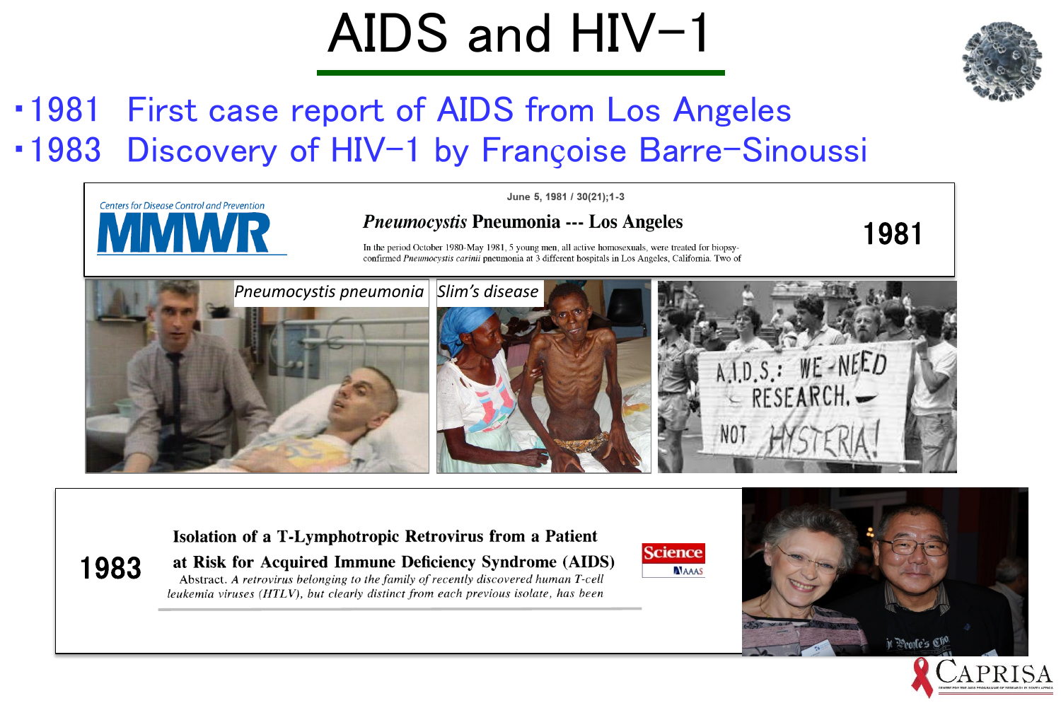# AIDS and HIV-1

- 1981 First case report of AIDS from Los Angeles
- 1983 Discovery of HIV-1 by Françoise Barre-Sinoussi

Centers for Disease Control and Prevention

MMWR

June 5, 1981 / 30(21);1-3

***Pneumocystis* Pneumonia --- Los Angeles**

In the period October 1980-May 1981, 5 young men, all active homosexuals, were treated for biopsy-confirmed *Pneumocystis carinii* pneumonia at 3 different hospitals in Los Angeles, California. Two of

1981

*Pneumocystis pneumonia*

*Slim's disease*

A.I.D.S.: WE NEED RESEARCH, NOT HYSTERIA!

1983

**Isolation of a T-Lymphotropic Retrovirus from a Patient at Risk for Acquired Immune Deficiency Syndrome (AIDS)**

Abstract. *A retrovirus belonging to the family of recently discovered human T-cell leukemia viruses (HTLV), but clearly distinct from each previous isolate, has been*

Science AAAS

CAPRISA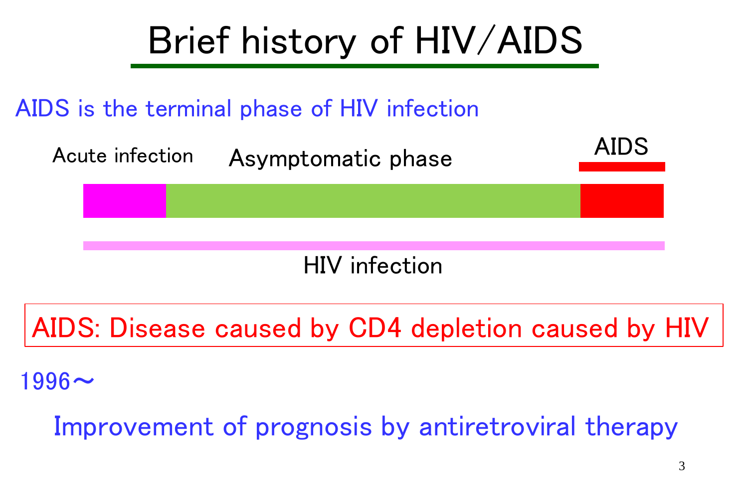# Brief history of HIV/AIDS

AIDS is the terminal phase of HIV infection

Acute infection | Asymptomatic phase | AIDS

HIV infection

**AIDS: Disease caused by CD4 depletion caused by HIV**

1996～

Improvement of prognosis by antiretroviral therapy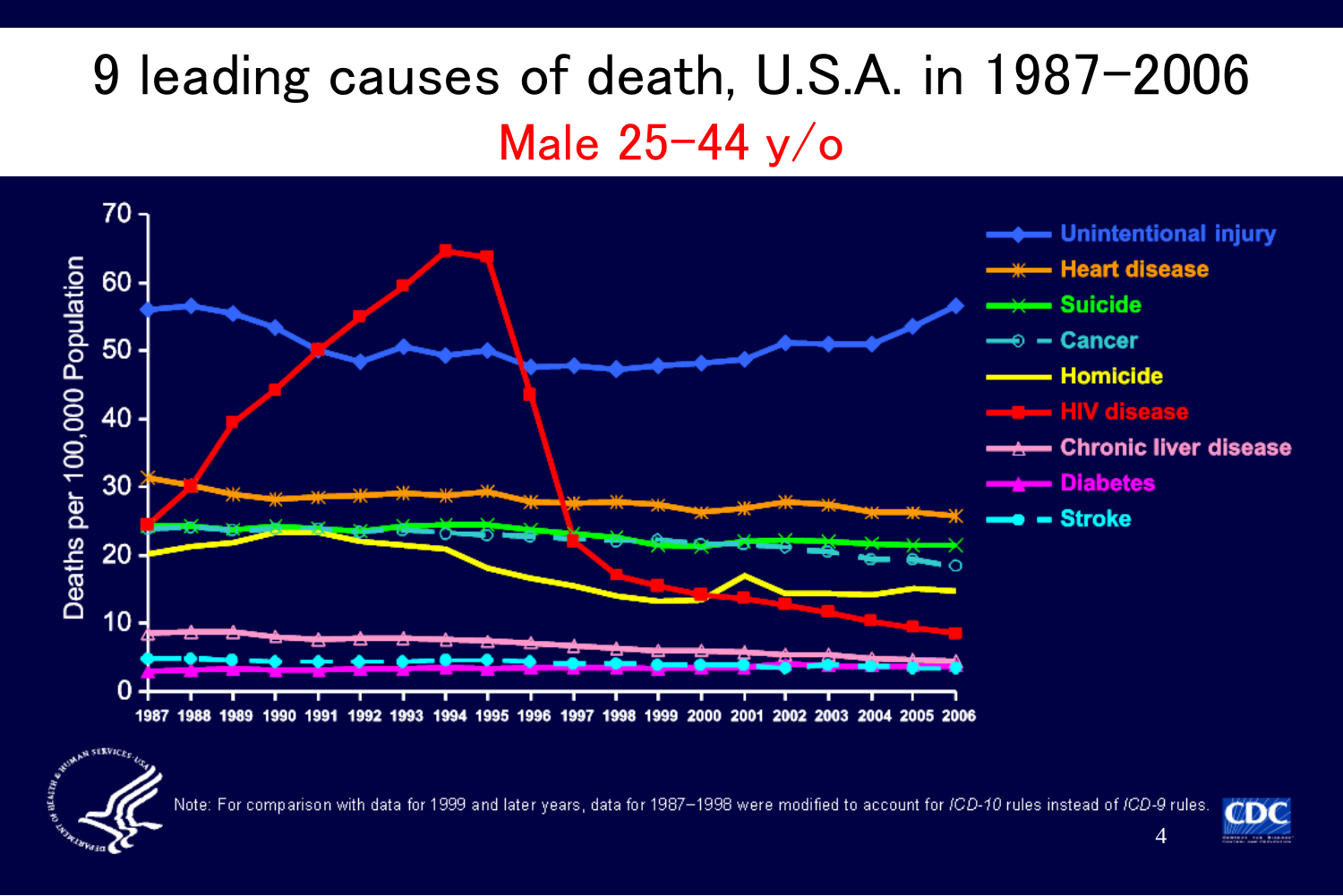# 9 leading causes of death, U.S.A. in 1987–2006

## Male 25–44 y/o

Note: For comparison with data for 1999 and later years, data for 1987–1998 were modified to account for *ICD-10* rules instead of *ICD-9* rules.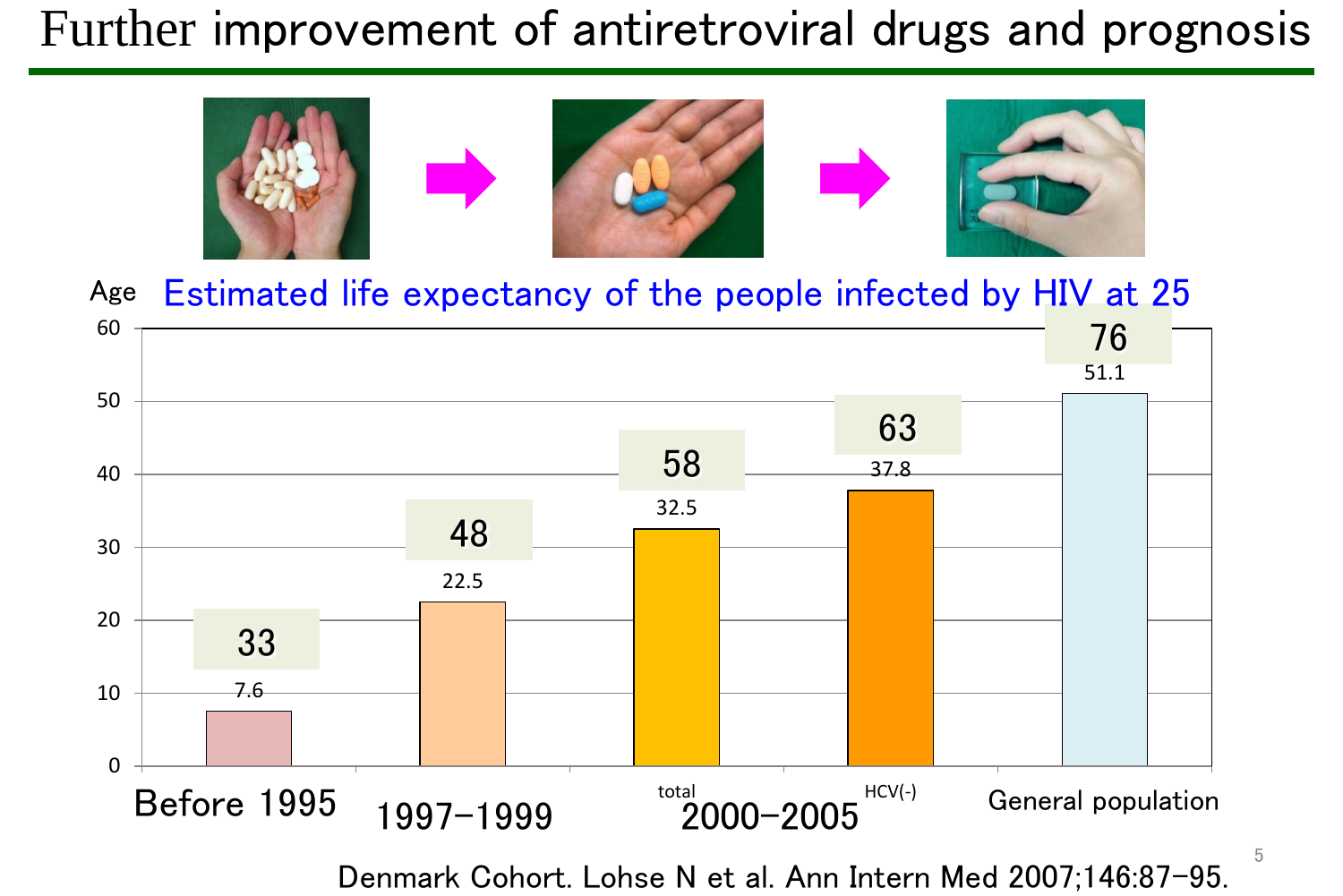# Further improvement of antiretroviral drugs and prognosis

Estimated life expectancy of the people infected by HIV at 25

| Period | Additional years | Age |
|---|---|---|
| Before 1995 | 7.6 | 33 |
| 1997–1999 | 22.5 | 48 |
| 2000–2005 total | 32.5 | 58 |
| 2000–2005 HCV(-) | 37.8 | 63 |
| General population | 51.1 | 76 |

Denmark Cohort. Lohse N et al. Ann Intern Med 2007;146:87–95.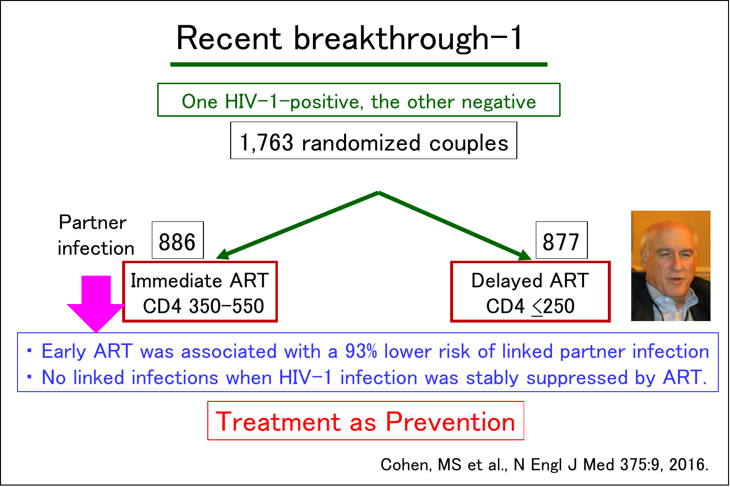# Recent breakthrough-1

One HIV-1-positive, the other negative

1,763 randomized couples

Partner infection

| 886 | 877 |
| --- | --- |
| Immediate ART CD4 350-550 | Delayed ART CD4 $\leq$250 |

- Early ART was associated with a 93% lower risk of linked partner infection
- No linked infections when HIV-1 infection was stably suppressed by ART.

**Treatment as Prevention**

Cohen, MS et al., N Engl J Med 375:9, 2016.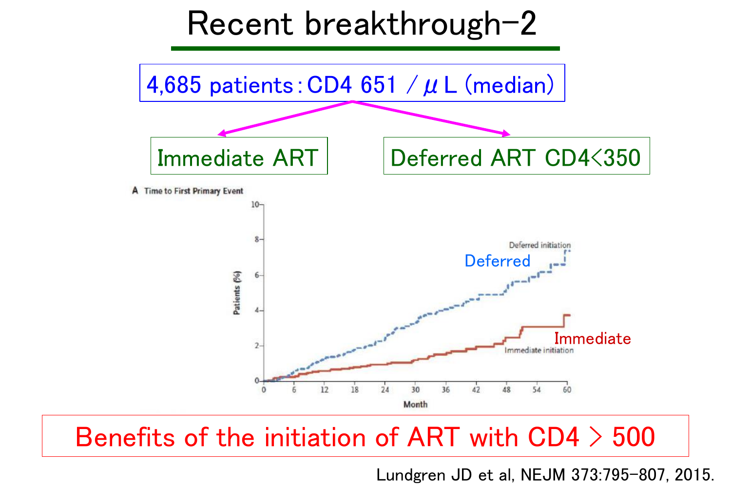# Recent breakthrough–2

4,685 patients：CD4 651 / $\mu$L (median)

Immediate ART

Deferred ART CD4<350

A Time to First Primary Event

Benefits of the initiation of ART with CD4 > 500

Lundgren JD et al, NEJM 373:795–807, 2015.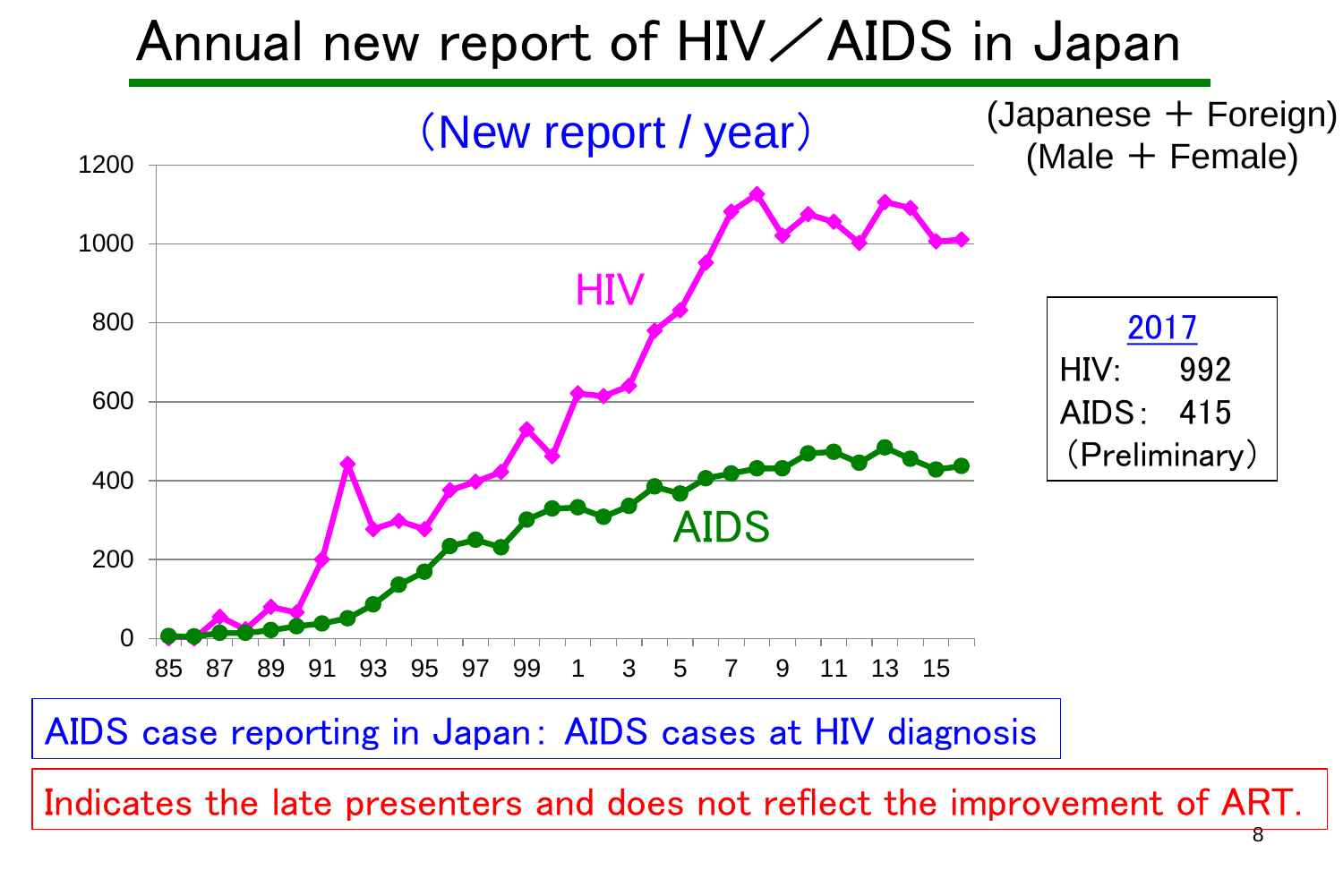# Annual new report of HIV／AIDS in Japan

（New report / year）

(Japanese ＋ Foreign)
(Male ＋ Female)

| 2017 | |
|---|---|
| HIV: | 992 |
| AIDS： | 415 |
| （Preliminary） | |

AIDS case reporting in Japan：AIDS cases at HIV diagnosis

Indicates the late presenters and does not reflect the improvement of ART.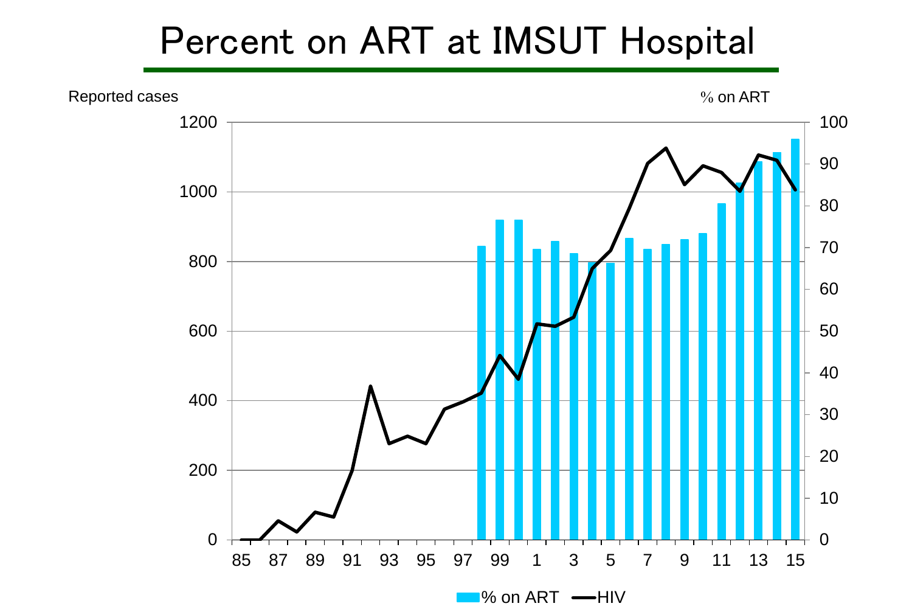# Percent on ART at IMSUT Hospital

Reported cases

% on ART

1200
1000
800
600
400
200
0

100
90
80
70
60
50
40
30
20
10
0

85 87 89 91 93 95 97 99 1 3 5 7 9 11 13 15

% on ART — HIV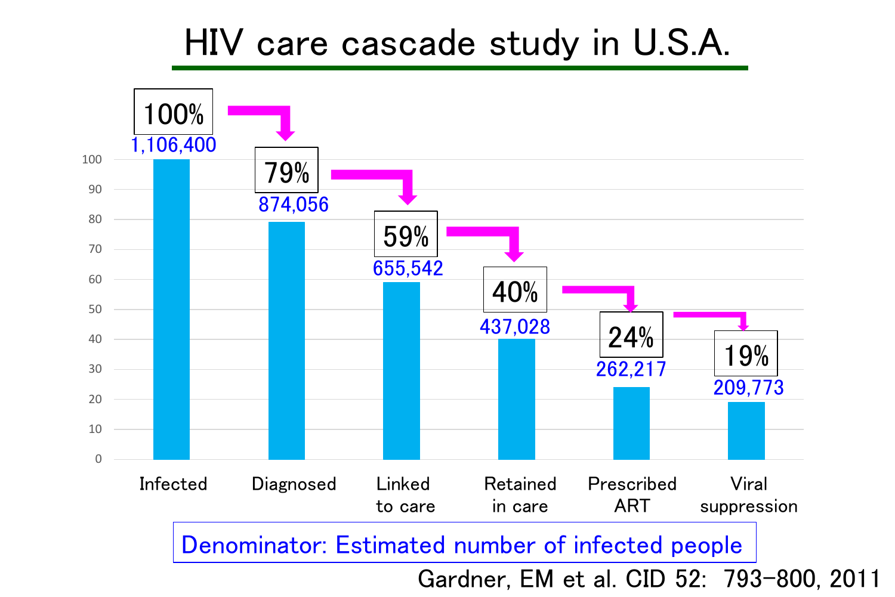# HIV care cascade study in U.S.A.

| Stage | Percentage | Number |
|---|---|---|
| Infected | 100% | 1,106,400 |
| Diagnosed | 79% | 874,056 |
| Linked to care | 59% | 655,542 |
| Retained in care | 40% | 437,028 |
| Prescribed ART | 24% | 262,217 |
| Viral suppression | 19% | 209,773 |

Denominator: Estimated number of infected people

Gardner, EM et al. CID 52: 793-800, 2011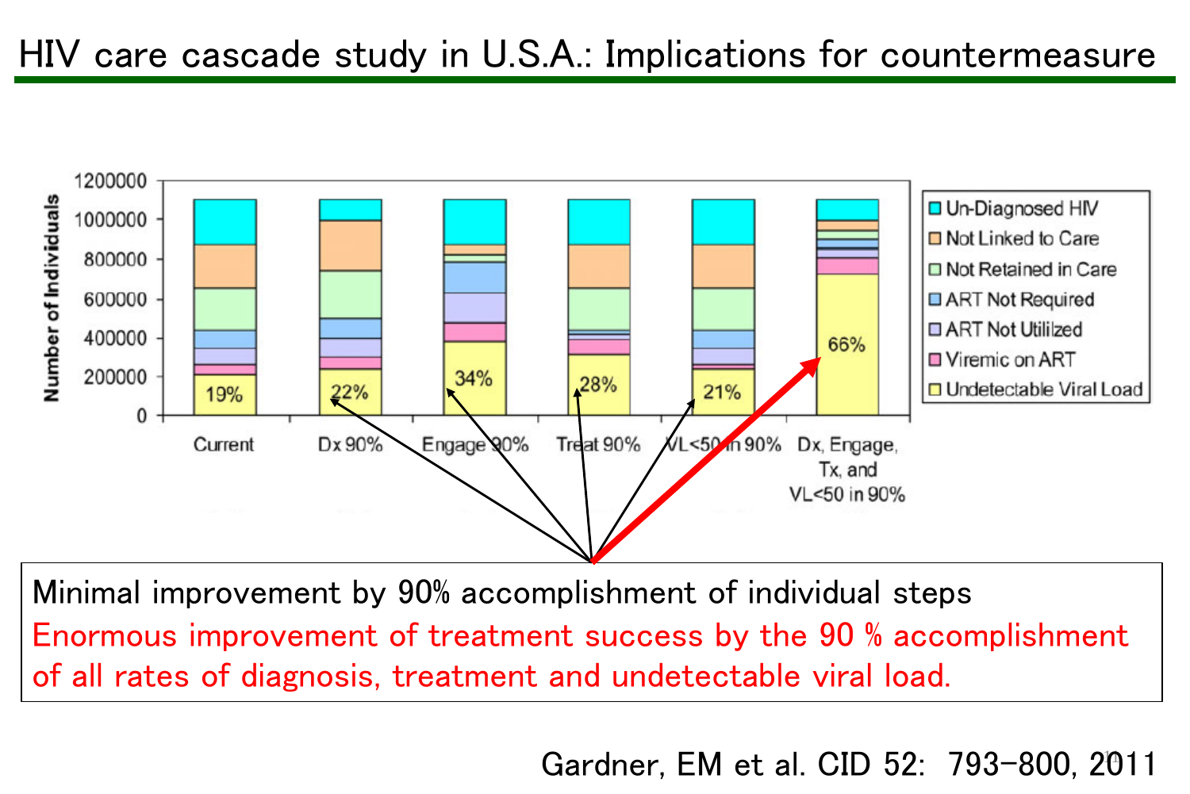# HIV care cascade study in U.S.A.: Implications for countermeasure

Number of Individuals

| | Current | Dx 90% | Engage 90% | Treat 90% | VL<50 in 90% | Dx, Engage, Tx, and VL<50 in 90% |
|---|---|---|---|---|---|---|
| Undetectable Viral Load | 19% | 22% | 34% | 28% | 21% | 66% |

Legend: Un-Diagnosed HIV; Not Linked to Care; Not Retained in Care; ART Not Required; ART Not Utililzed; Viremic on ART; Undetectable Viral Load

Minimal improvement by 90% accomplishment of individual steps

Enormous improvement of treatment success by the 90 % accomplishment of all rates of diagnosis, treatment and undetectable viral load.

Gardner, EM et al. CID 52: 793-800, 2011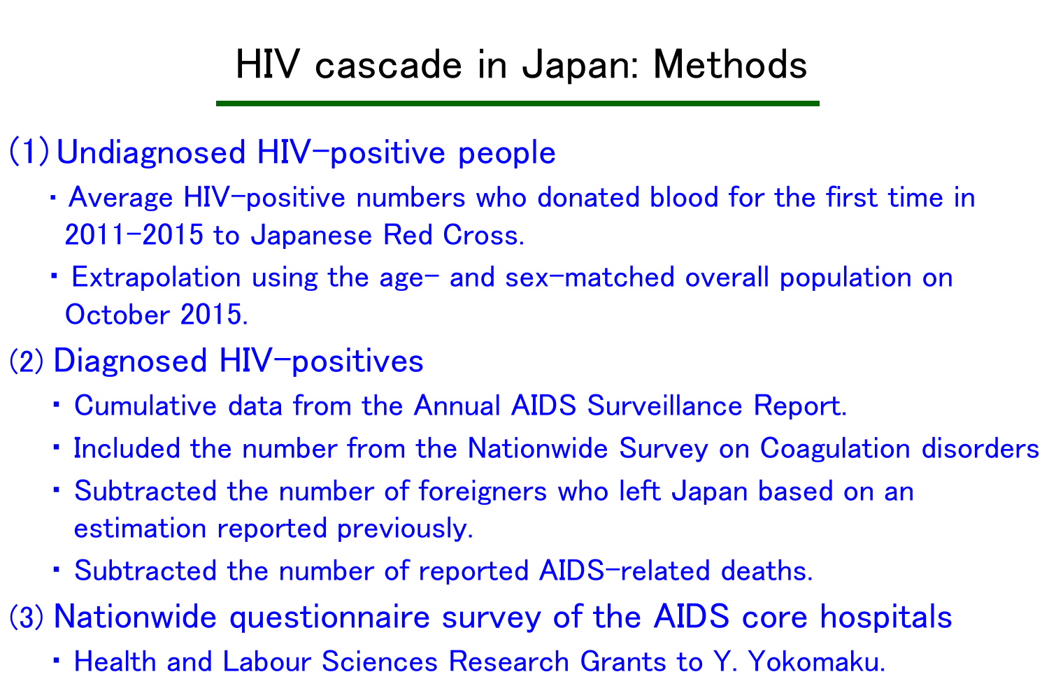# HIV cascade in Japan: Methods

## (1) Undiagnosed HIV-positive people

- Average HIV-positive numbers who donated blood for the first time in 2011-2015 to Japanese Red Cross.
- Extrapolation using the age- and sex-matched overall population on October 2015.

## (2) Diagnosed HIV-positives

- Cumulative data from the Annual AIDS Surveillance Report.
- Included the number from the Nationwide Survey on Coagulation disorders
- Subtracted the number of foreigners who left Japan based on an estimation reported previously.
- Subtracted the number of reported AIDS-related deaths.

## (3) Nationwide questionnaire survey of the AIDS core hospitals

- Health and Labour Sciences Research Grants to Y. Yokomaku.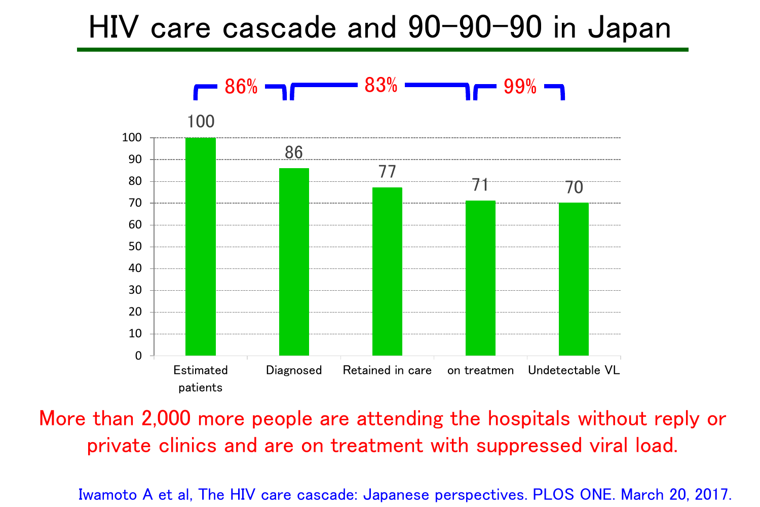# HIV care cascade and 90−90−90 in Japan

| | Estimated patients | Diagnosed | Retained in care | on treatmen | Undetectable VL |
|---|---|---|---|---|---|
| Value | 100 | 86 | 77 | 71 | 70 |

86% (Estimated patients → Diagnosed); 83% (Diagnosed → on treatmen); 99% (on treatmen → Undetectable VL)

More than 2,000 more people are attending the hospitals without reply or private clinics and are on treatment with suppressed viral load.

Iwamoto A et al, The HIV care cascade: Japanese perspectives. PLOS ONE. March 20, 2017.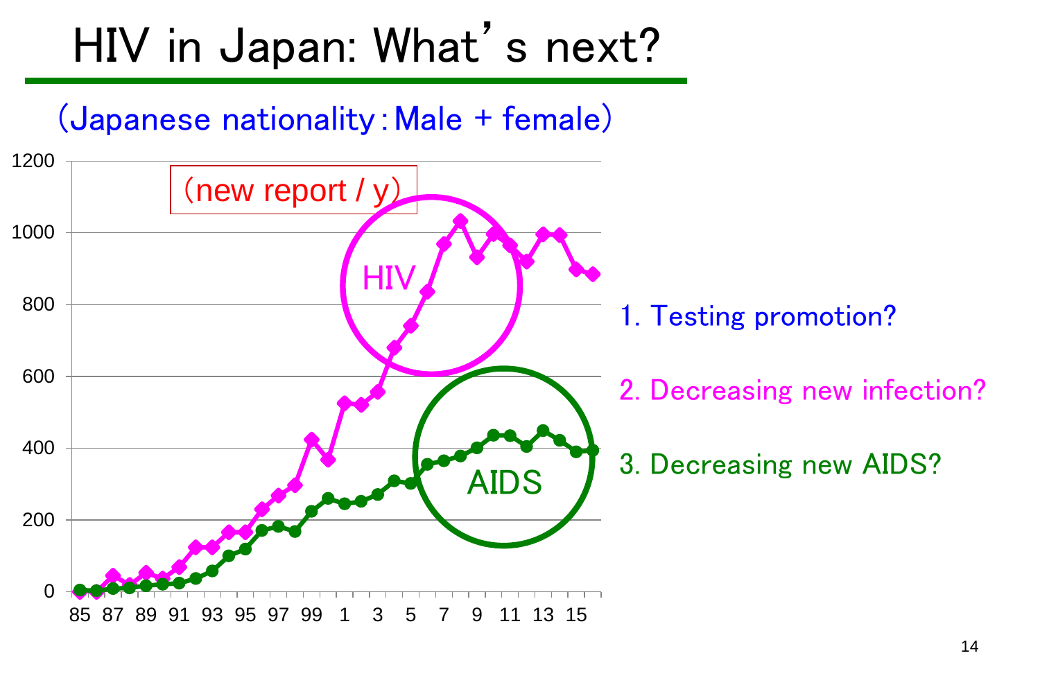# HIV in Japan: What's next?

(Japanese nationality：Male + female)

(new report / y)

HIV

AIDS

1. Testing promotion?

2. Decreasing new infection?

3. Decreasing new AIDS?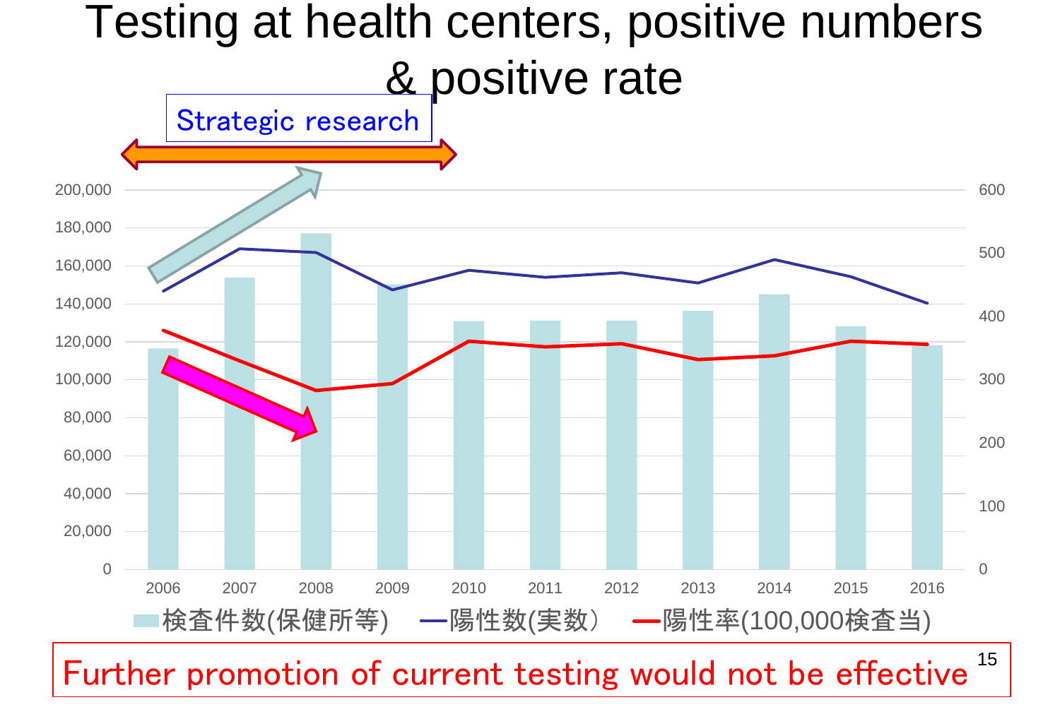# Testing at health centers, positive numbers & positive rate

Strategic research

Further promotion of current testing would not be effective

| Year | 検査件数(保健所等) | 陽性数(実数） | 陽性率(100,000検査当) |
|---|---|---|---|
| 2006 | | | |
| 2007 | | | |
| 2008 | | | |
| 2009 | | | |
| 2010 | | | |
| 2011 | | | |
| 2012 | | | |
| 2013 | | | |
| 2014 | | | |
| 2015 | | | |
| 2016 | | | |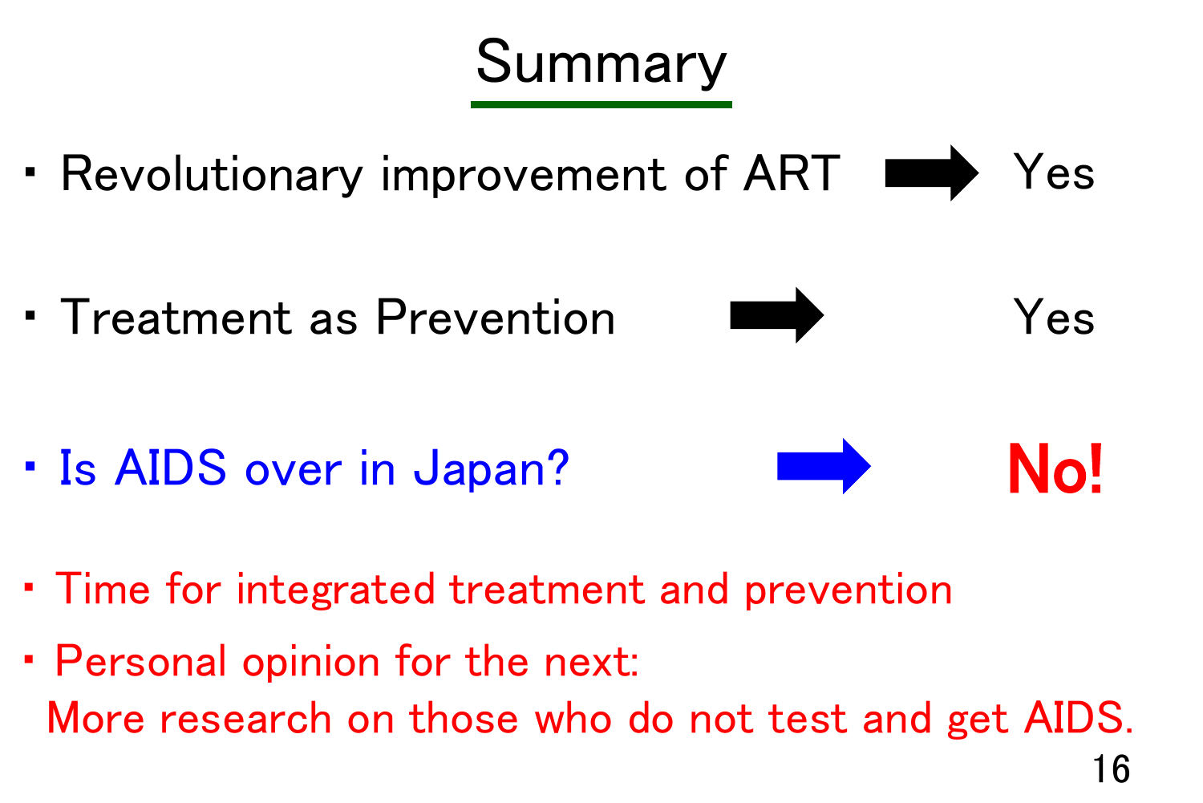# Summary

- Revolutionary improvement of ART ➡ Yes
- Treatment as Prevention ➡ Yes
- Is AIDS over in Japan? ➡ **No!**
- Time for integrated treatment and prevention
- Personal opinion for the next:
  More research on those who do not test and get AIDS.